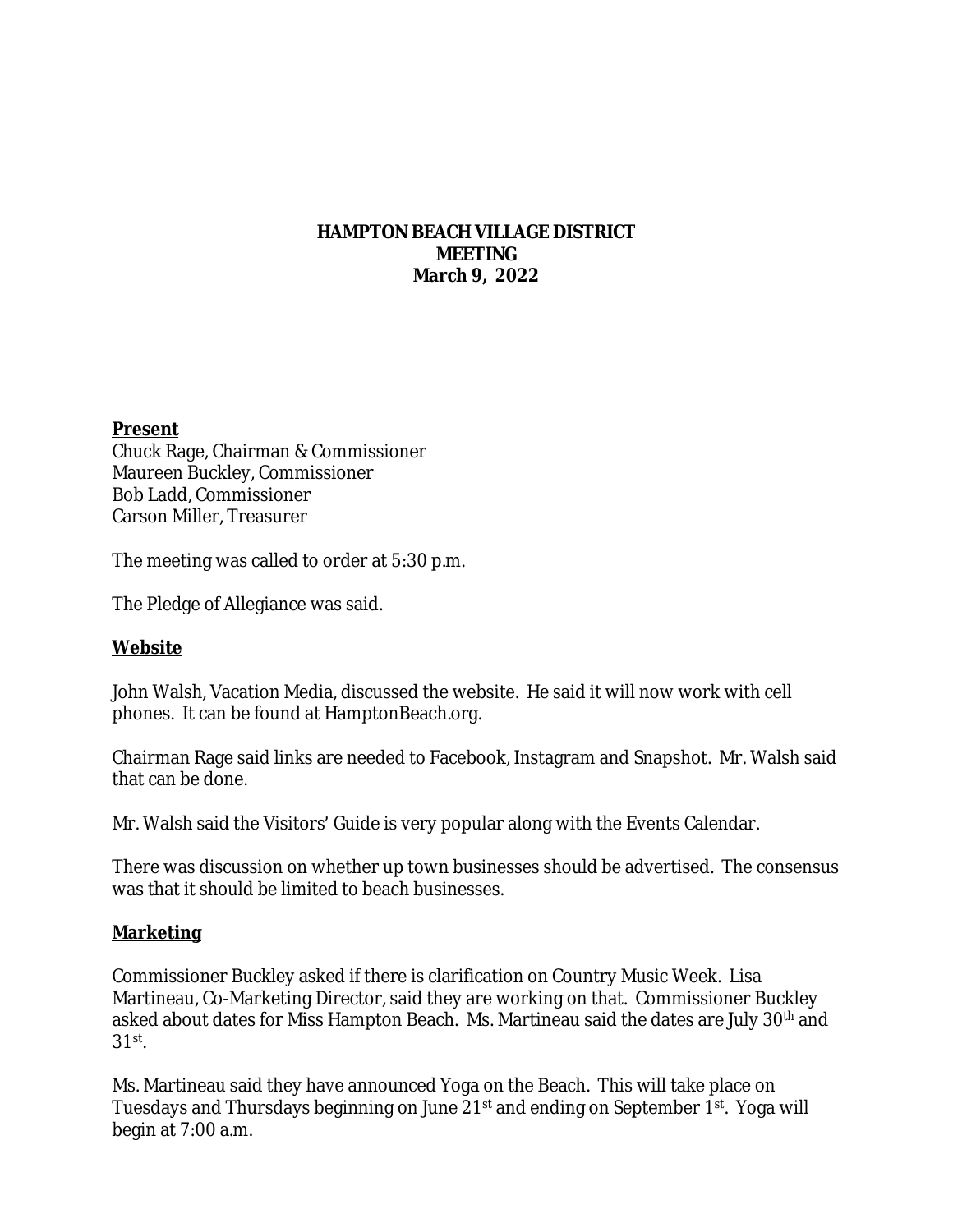# HAMPTON BEACH VILLAGE DISTRICT
# MEETING
# March 9, 2022

**Present**
Chuck Rage, Chairman & Commissioner
Maureen Buckley, Commissioner
Bob Ladd, Commissioner
Carson Miller, Treasurer

The meeting was called to order at 5:30 p.m.

The Pledge of Allegiance was said.

## Website

John Walsh, Vacation Media, discussed the website. He said it will now work with cell phones. It can be found at HamptonBeach.org.

Chairman Rage said links are needed to Facebook, Instagram and Snapshot. Mr. Walsh said that can be done.

Mr. Walsh said the Visitors' Guide is very popular along with the Events Calendar.

There was discussion on whether up town businesses should be advertised. The consensus was that it should be limited to beach businesses.

## Marketing

Commissioner Buckley asked if there is clarification on Country Music Week. Lisa Martineau, Co-Marketing Director, said they are working on that. Commissioner Buckley asked about dates for Miss Hampton Beach. Ms. Martineau said the dates are July 30th and 31st.

Ms. Martineau said they have announced Yoga on the Beach. This will take place on Tuesdays and Thursdays beginning on June 21st and ending on September 1st. Yoga will begin at 7:00 a.m.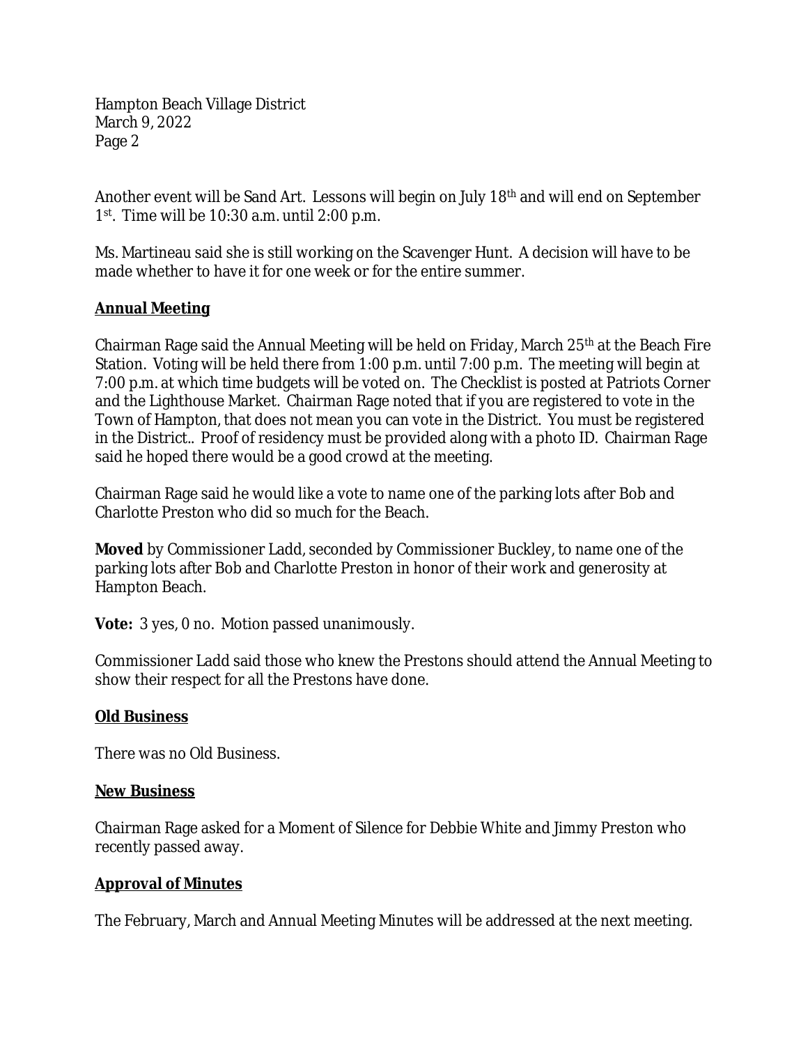Another event will be Sand Art. Lessons will begin on July 18th and will end on September 1st. Time will be 10:30 a.m. until 2:00 p.m.

Ms. Martineau said she is still working on the Scavenger Hunt. A decision will have to be made whether to have it for one week or for the entire summer.

**Annual Meeting**

Chairman Rage said the Annual Meeting will be held on Friday, March 25th at the Beach Fire Station. Voting will be held there from 1:00 p.m. until 7:00 p.m. The meeting will begin at 7:00 p.m. at which time budgets will be voted on. The Checklist is posted at Patriots Corner and the Lighthouse Market. Chairman Rage noted that if you are registered to vote in the Town of Hampton, that does not mean you can vote in the District. You must be registered in the District.. Proof of residency must be provided along with a photo ID. Chairman Rage said he hoped there would be a good crowd at the meeting.

Chairman Rage said he would like a vote to name one of the parking lots after Bob and Charlotte Preston who did so much for the Beach.

**Moved** by Commissioner Ladd, seconded by Commissioner Buckley, to name one of the parking lots after Bob and Charlotte Preston in honor of their work and generosity at Hampton Beach.

**Vote:** 3 yes, 0 no. Motion passed unanimously.

Commissioner Ladd said those who knew the Prestons should attend the Annual Meeting to show their respect for all the Prestons have done.

**Old Business**

There was no Old Business.

**New Business**

Chairman Rage asked for a Moment of Silence for Debbie White and Jimmy Preston who recently passed away.

**Approval of Minutes**

The February, March and Annual Meeting Minutes will be addressed at the next meeting.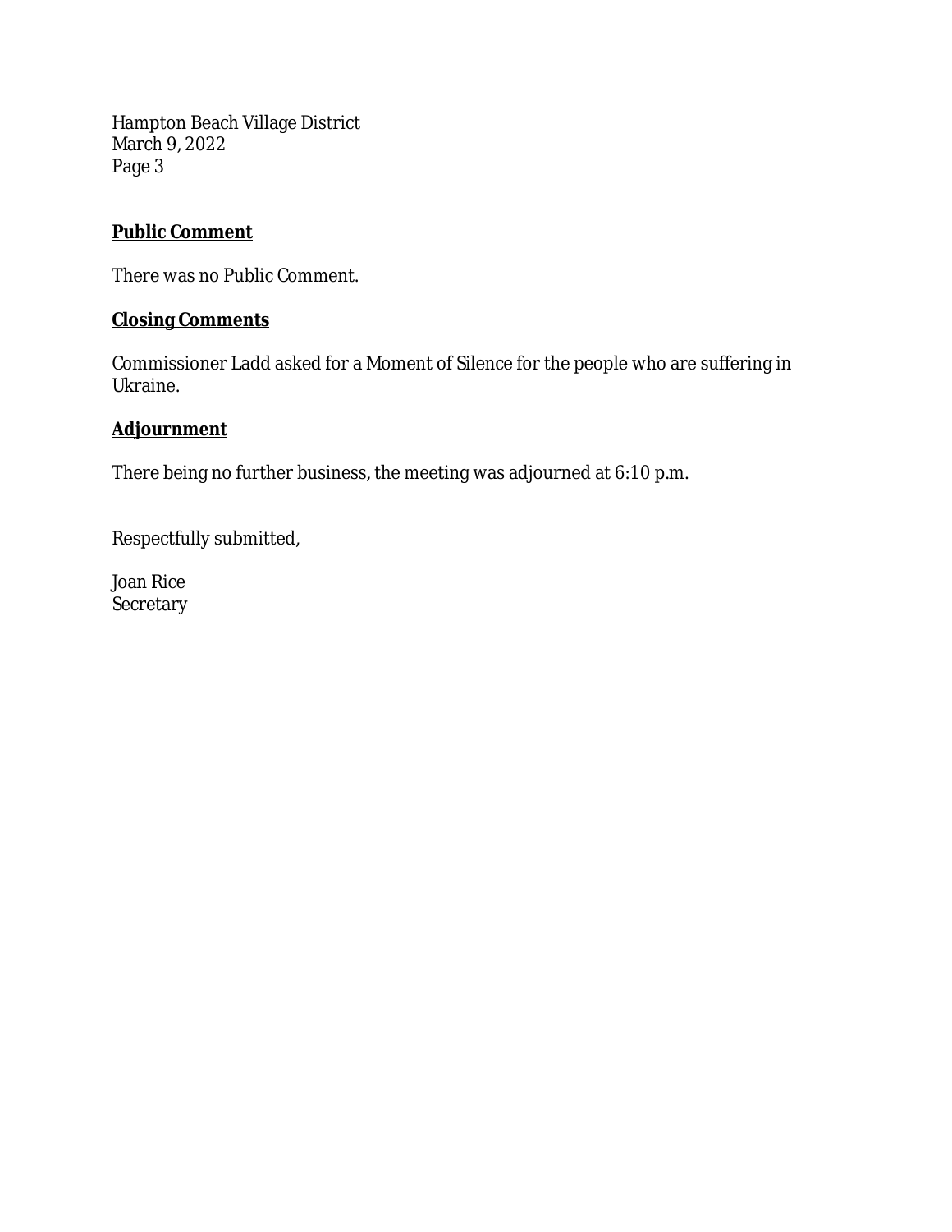## Public Comment

There was no Public Comment.

## Closing Comments

Commissioner Ladd asked for a Moment of Silence for the people who are suffering in Ukraine.

## Adjournment

There being no further business, the meeting was adjourned at 6:10 p.m.

Respectfully submitted,

Joan Rice
Secretary